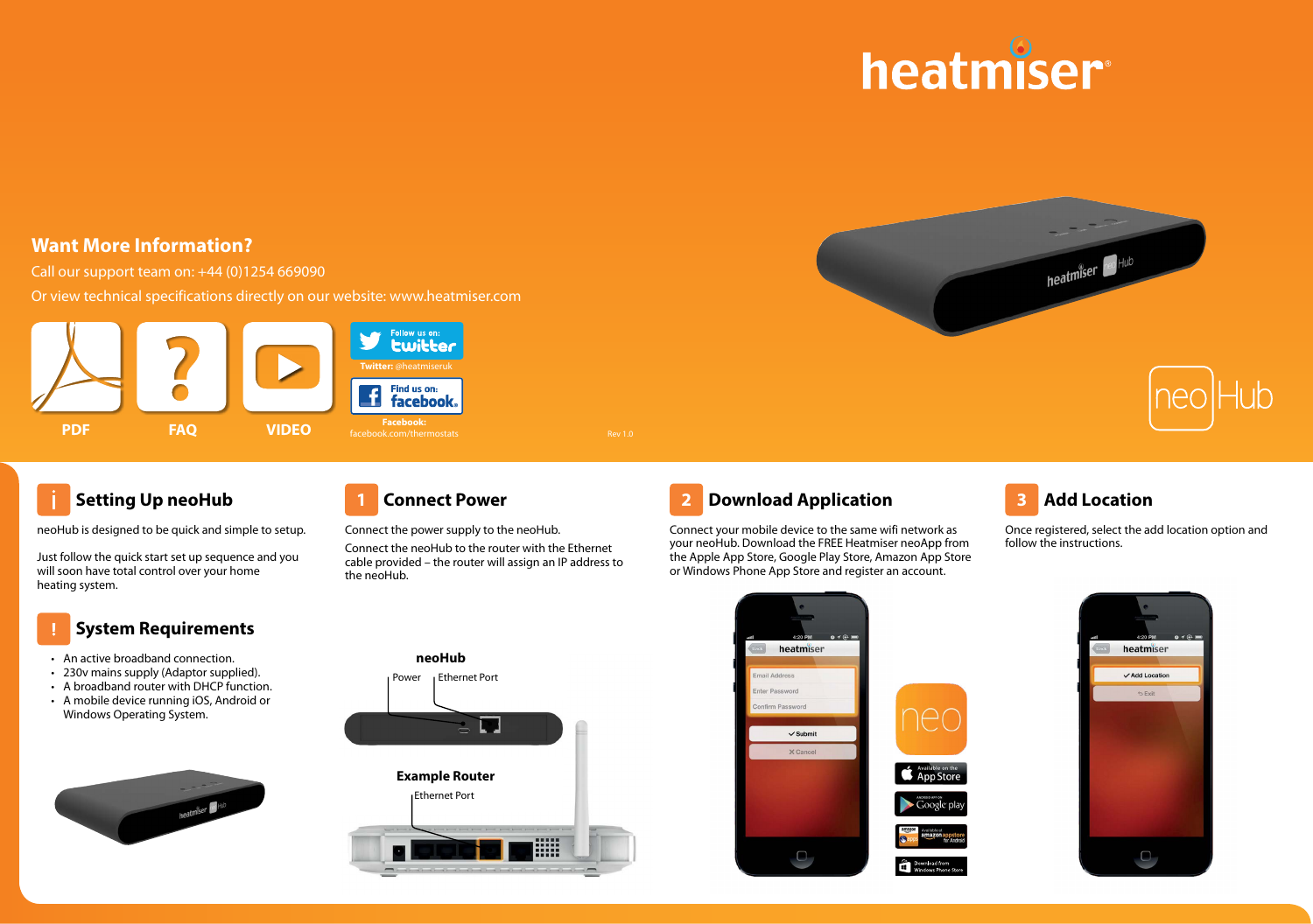# heatmiser

## Want More Information?

Call our support team on: +44 (0)1254 669090

Or view technical specifications directly on our website: www.heatmiser.com

PDF

FAQ

VIDEO

Follow us on: twitter

Twitter: @heatmiseruk

Find us on: facebook

Facebook: facebook.com/thermostats

Rev 1.0

neo|Hub

## i Setting Up neoHub

neoHub is designed to be quick and simple to setup.

Just follow the quick start set up sequence and you will soon have total control over your home heating system.

## ! System Requirements

- An active broadband connection.
- 230v mains supply (Adaptor supplied).
- A broadband router with DHCP function.
- A mobile device running iOS, Android or Windows Operating System.

## 1 Connect Power

Connect the power supply to the neoHub.

Connect the neoHub to the router with the Ethernet cable provided – the router will assign an IP address to the neoHub.

**neoHub**

Power

Ethernet Port

**Example Router**

Ethernet Port

## 2 Download Application

Connect your mobile device to the same wifi network as your neoHub. Download the FREE Heatmiser neoApp from the Apple App Store, Google Play Store, Amazon App Store or Windows Phone App Store and register an account.

heatmiser

Email Address

Enter Password

Confirm Password

✓ Submit

✕ Cancel

neo

Available on the App Store

Google play

Available at amazon appstore for Android

Download from Windows Phone Store

## 3 Add Location

Once registered, select the add location option and follow the instructions.

heatmiser

✓ Add Location

Exit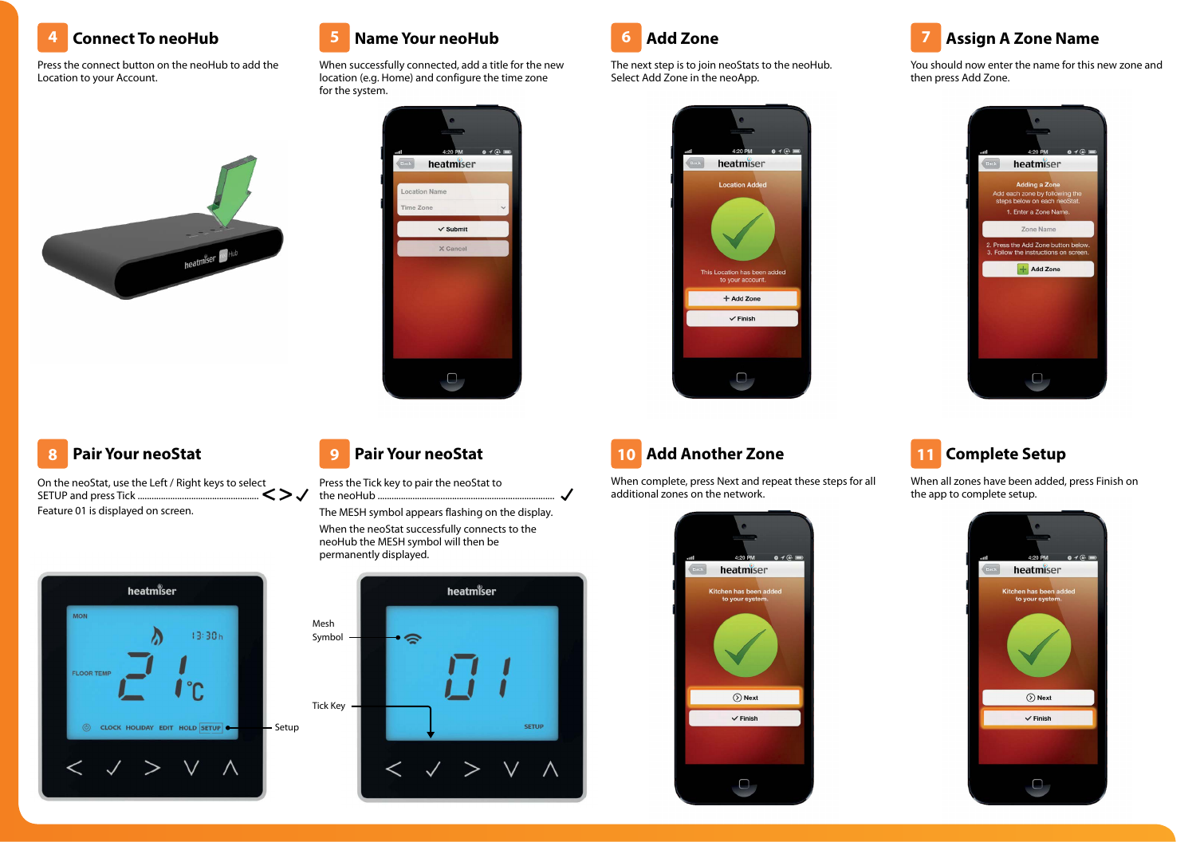## 4 Connect To neoHub

Press the connect button on the neoHub to add the Location to your Account.

## 5 Name Your neoHub

When successfully connected, add a title for the new location (e.g. Home) and configure the time zone for the system.

## 6 Add Zone

The next step is to join neoStats to the neoHub. Select Add Zone in the neoApp.

## 7 Assign A Zone Name

You should now enter the name for this new zone and then press Add Zone.

## 8 Pair Your neoStat

On the neoStat, use the Left / Right keys to select SETUP and press Tick ..................................................... < > ✓

Feature 01 is displayed on screen.

Setup

## 9 Pair Your neoStat

Press the Tick key to pair the neoStat to the neoHub ........................................................................ ✓

The MESH symbol appears flashing on the display.

When the neoStat successfully connects to the neoHub the MESH symbol will then be permanently displayed.

Mesh Symbol

Tick Key

## 10 Add Another Zone

When complete, press Next and repeat these steps for all additional zones on the network.

## 11 Complete Setup

When all zones have been added, press Finish on the app to complete setup.